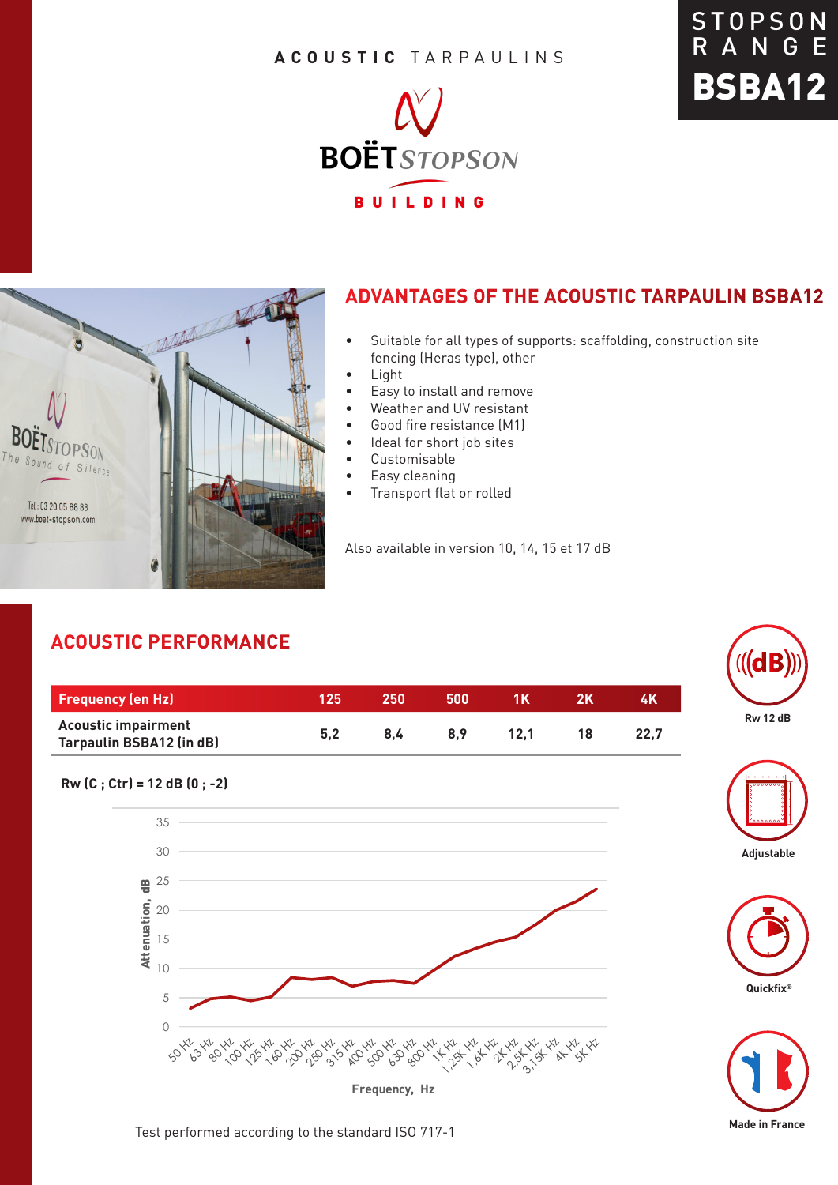**STOPSON RANGE**

**BSBA12**

**ACOUSTIC** TARPAULINS

BOËT STOPSON

BUILDING

## ADVANTAGES OF THE ACOUSTIC TARPAULIN BSBA12

- Suitable for all types of supports: scaffolding, construction site fencing (Heras type), other
- Light
- Easy to install and remove
- Weather and UV resistant
- Good fire resistance (M1)
- Ideal for short job sites
- Customisable
- Easy cleaning
- Transport flat or rolled

Also available in version 10, 14, 15 et 17 dB

## ACOUSTIC PERFORMANCE

| Frequency (en Hz) | 125 | 250 | 500 | 1K | 2K | 4K |
|---|---|---|---|---|---|---|
| Acoustic impairment Tarpaulin BSBA12 (in dB) | 5,2 | 8,4 | 8,9 | 12,1 | 18 | 22,7 |

**Rw (C ; Ctr) = 12 dB (0 ; -2)**

Test performed according to the standard ISO 717-1

**Rw 12 dB**

**Adjustable**

**Quickfix®**

**Made in France**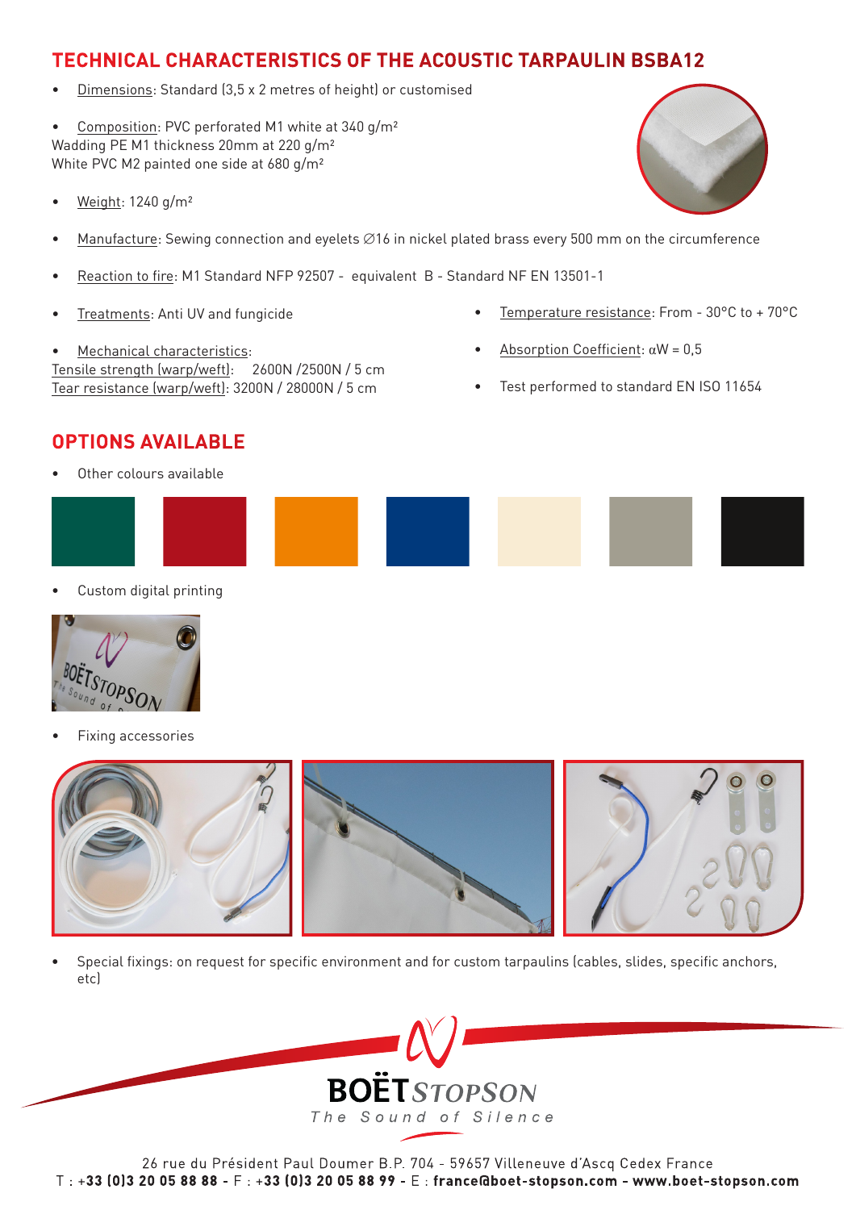## TECHNICAL CHARACTERISTICS OF THE ACOUSTIC TARPAULIN BSBA12

- Dimensions: Standard (3,5 x 2 metres of height) or customised
- Composition: PVC perforated M1 white at 340 g/m²
  Wadding PE M1 thickness 20mm at 220 g/m²
  White PVC M2 painted one side at 680 g/m²
- Weight: 1240 g/m²
- Manufacture: Sewing connection and eyelets ∅16 in nickel plated brass every 500 mm on the circumference
- Reaction to fire: M1 Standard NFP 92507 - equivalent B - Standard NF EN 13501-1
- Treatments: Anti UV and fungicide
- Mechanical characteristics:
  Tensile strength (warp/weft): 2600N /2500N / 5 cm
  Tear resistance (warp/weft): 3200N / 28000N / 5 cm
- Temperature resistance: From - 30°C to + 70°C
- Absorption Coefficient: $\alpha$W = 0,5
- Test performed to standard EN ISO 11654

## OPTIONS AVAILABLE

- Other colours available
- Custom digital printing
- Fixing accessories
- Special fixings: on request for specific environment and for custom tarpaulins (cables, slides, specific anchors, etc)

BOËT STOPSON
The Sound of Silence

26 rue du Président Paul Doumer B.P. 704 - 59657 Villeneuve d'Ascq Cedex France
T : **+33 (0)3 20 05 88 88** - F : **+33 (0)3 20 05 88 99** - E : **france@boet-stopson.com - www.boet-stopson.com**